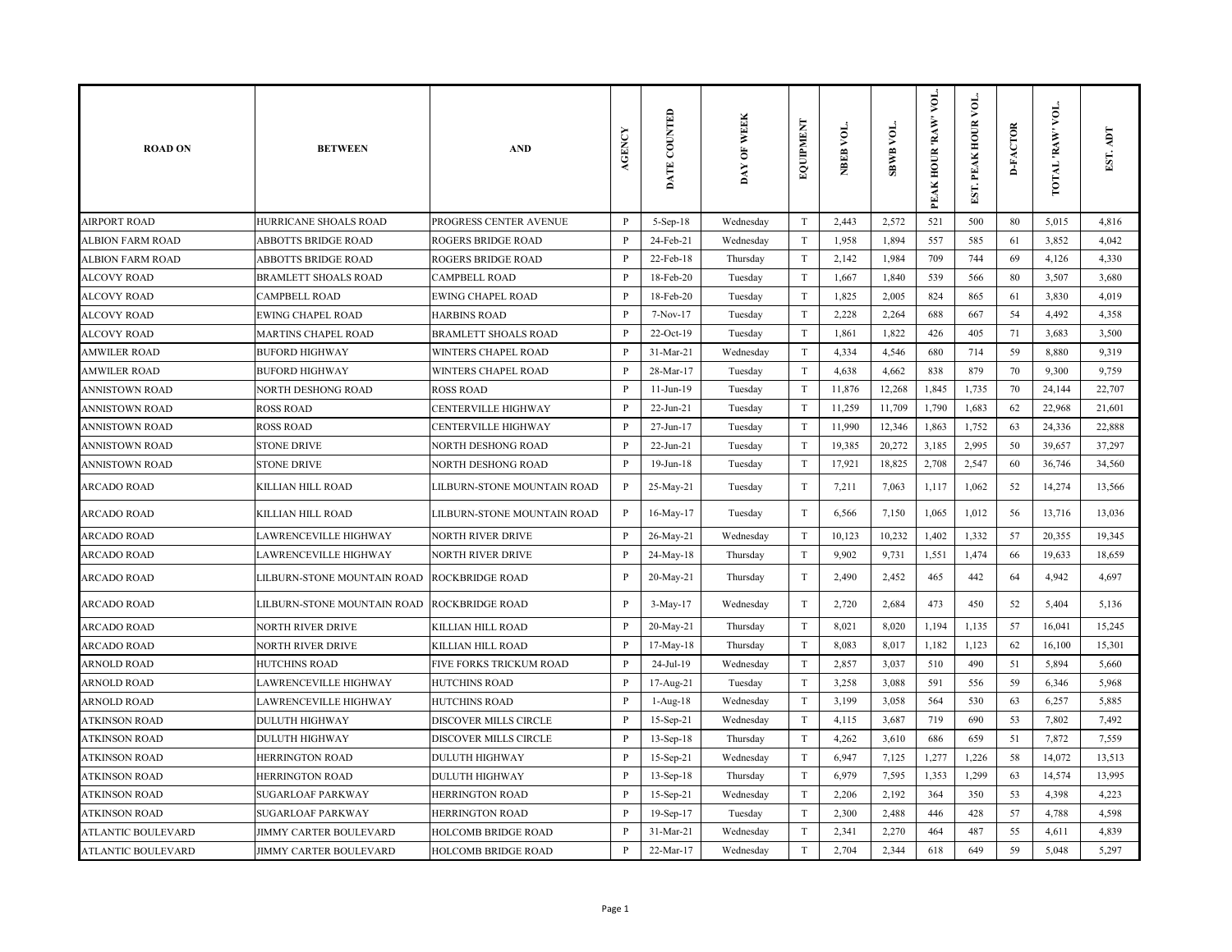| ROAD ON | BETWEEN | AND | AGENCY | DATE COUNTED | DAY OF WEEK | EQUIPMENT | NBEB VOL. | SBWB VOL. | PEAK HOUR 'RAW' VOL. | EST. PEAK HOUR VOL. | D-FACTOR | TOTAL 'RAW' VOL. | EST. ADT |
|---|---|---|---|---|---|---|---|---|---|---|---|---|---|
| AIRPORT ROAD | HURRICANE SHOALS ROAD | PROGRESS CENTER AVENUE | P | 5-Sep-18 | Wednesday | T | 2,443 | 2,572 | 521 | 500 | 80 | 5,015 | 4,816 |
| ALBION FARM ROAD | ABBOTTS BRIDGE ROAD | ROGERS BRIDGE ROAD | P | 24-Feb-21 | Wednesday | T | 1,958 | 1,894 | 557 | 585 | 61 | 3,852 | 4,042 |
| ALBION FARM ROAD | ABBOTTS BRIDGE ROAD | ROGERS BRIDGE ROAD | P | 22-Feb-18 | Thursday | T | 2,142 | 1,984 | 709 | 744 | 69 | 4,126 | 4,330 |
| ALCOVY ROAD | BRAMLETT SHOALS ROAD | CAMPBELL ROAD | P | 18-Feb-20 | Tuesday | T | 1,667 | 1,840 | 539 | 566 | 80 | 3,507 | 3,680 |
| ALCOVY ROAD | CAMPBELL ROAD | EWING CHAPEL ROAD | P | 18-Feb-20 | Tuesday | T | 1,825 | 2,005 | 824 | 865 | 61 | 3,830 | 4,019 |
| ALCOVY ROAD | EWING CHAPEL ROAD | HARBINS ROAD | P | 7-Nov-17 | Tuesday | T | 2,228 | 2,264 | 688 | 667 | 54 | 4,492 | 4,358 |
| ALCOVY ROAD | MARTINS CHAPEL ROAD | BRAMLETT SHOALS ROAD | P | 22-Oct-19 | Tuesday | T | 1,861 | 1,822 | 426 | 405 | 71 | 3,683 | 3,500 |
| AMWILER ROAD | BUFORD HIGHWAY | WINTERS CHAPEL ROAD | P | 31-Mar-21 | Wednesday | T | 4,334 | 4,546 | 680 | 714 | 59 | 8,880 | 9,319 |
| AMWILER ROAD | BUFORD HIGHWAY | WINTERS CHAPEL ROAD | P | 28-Mar-17 | Tuesday | T | 4,638 | 4,662 | 838 | 879 | 70 | 9,300 | 9,759 |
| ANNISTOWN ROAD | NORTH DESHONG ROAD | ROSS ROAD | P | 11-Jun-19 | Tuesday | T | 11,876 | 12,268 | 1,845 | 1,735 | 70 | 24,144 | 22,707 |
| ANNISTOWN ROAD | ROSS ROAD | CENTERVILLE HIGHWAY | P | 22-Jun-21 | Tuesday | T | 11,259 | 11,709 | 1,790 | 1,683 | 62 | 22,968 | 21,601 |
| ANNISTOWN ROAD | ROSS ROAD | CENTERVILLE HIGHWAY | P | 27-Jun-17 | Tuesday | T | 11,990 | 12,346 | 1,863 | 1,752 | 63 | 24,336 | 22,888 |
| ANNISTOWN ROAD | STONE DRIVE | NORTH DESHONG ROAD | P | 22-Jun-21 | Tuesday | T | 19,385 | 20,272 | 3,185 | 2,995 | 50 | 39,657 | 37,297 |
| ANNISTOWN ROAD | STONE DRIVE | NORTH DESHONG ROAD | P | 19-Jun-18 | Tuesday | T | 17,921 | 18,825 | 2,708 | 2,547 | 60 | 36,746 | 34,560 |
| ARCADO ROAD | KILLIAN HILL ROAD | LILBURN-STONE MOUNTAIN ROAD | P | 25-May-21 | Tuesday | T | 7,211 | 7,063 | 1,117 | 1,062 | 52 | 14,274 | 13,566 |
| ARCADO ROAD | KILLIAN HILL ROAD | LILBURN-STONE MOUNTAIN ROAD | P | 16-May-17 | Tuesday | T | 6,566 | 7,150 | 1,065 | 1,012 | 56 | 13,716 | 13,036 |
| ARCADO ROAD | LAWRENCEVILLE HIGHWAY | NORTH RIVER DRIVE | P | 26-May-21 | Wednesday | T | 10,123 | 10,232 | 1,402 | 1,332 | 57 | 20,355 | 19,345 |
| ARCADO ROAD | LAWRENCEVILLE HIGHWAY | NORTH RIVER DRIVE | P | 24-May-18 | Thursday | T | 9,902 | 9,731 | 1,551 | 1,474 | 66 | 19,633 | 18,659 |
| ARCADO ROAD | LILBURN-STONE MOUNTAIN ROAD | ROCKBRIDGE ROAD | P | 20-May-21 | Thursday | T | 2,490 | 2,452 | 465 | 442 | 64 | 4,942 | 4,697 |
| ARCADO ROAD | LILBURN-STONE MOUNTAIN ROAD | ROCKBRIDGE ROAD | P | 3-May-17 | Wednesday | T | 2,720 | 2,684 | 473 | 450 | 52 | 5,404 | 5,136 |
| ARCADO ROAD | NORTH RIVER DRIVE | KILLIAN HILL ROAD | P | 20-May-21 | Thursday | T | 8,021 | 8,020 | 1,194 | 1,135 | 57 | 16,041 | 15,245 |
| ARCADO ROAD | NORTH RIVER DRIVE | KILLIAN HILL ROAD | P | 17-May-18 | Thursday | T | 8,083 | 8,017 | 1,182 | 1,123 | 62 | 16,100 | 15,301 |
| ARNOLD ROAD | HUTCHINS ROAD | FIVE FORKS TRICKUM ROAD | P | 24-Jul-19 | Wednesday | T | 2,857 | 3,037 | 510 | 490 | 51 | 5,894 | 5,660 |
| ARNOLD ROAD | LAWRENCEVILLE HIGHWAY | HUTCHINS ROAD | P | 17-Aug-21 | Tuesday | T | 3,258 | 3,088 | 591 | 556 | 59 | 6,346 | 5,968 |
| ARNOLD ROAD | LAWRENCEVILLE HIGHWAY | HUTCHINS ROAD | P | 1-Aug-18 | Wednesday | T | 3,199 | 3,058 | 564 | 530 | 63 | 6,257 | 5,885 |
| ATKINSON ROAD | DULUTH HIGHWAY | DISCOVER MILLS CIRCLE | P | 15-Sep-21 | Wednesday | T | 4,115 | 3,687 | 719 | 690 | 53 | 7,802 | 7,492 |
| ATKINSON ROAD | DULUTH HIGHWAY | DISCOVER MILLS CIRCLE | P | 13-Sep-18 | Thursday | T | 4,262 | 3,610 | 686 | 659 | 51 | 7,872 | 7,559 |
| ATKINSON ROAD | HERRINGTON ROAD | DULUTH HIGHWAY | P | 15-Sep-21 | Wednesday | T | 6,947 | 7,125 | 1,277 | 1,226 | 58 | 14,072 | 13,513 |
| ATKINSON ROAD | HERRINGTON ROAD | DULUTH HIGHWAY | P | 13-Sep-18 | Thursday | T | 6,979 | 7,595 | 1,353 | 1,299 | 63 | 14,574 | 13,995 |
| ATKINSON ROAD | SUGARLOAF PARKWAY | HERRINGTON ROAD | P | 15-Sep-21 | Wednesday | T | 2,206 | 2,192 | 364 | 350 | 53 | 4,398 | 4,223 |
| ATKINSON ROAD | SUGARLOAF PARKWAY | HERRINGTON ROAD | P | 19-Sep-17 | Tuesday | T | 2,300 | 2,488 | 446 | 428 | 57 | 4,788 | 4,598 |
| ATLANTIC BOULEVARD | JIMMY CARTER BOULEVARD | HOLCOMB BRIDGE ROAD | P | 31-Mar-21 | Wednesday | T | 2,341 | 2,270 | 464 | 487 | 55 | 4,611 | 4,839 |
| ATLANTIC BOULEVARD | JIMMY CARTER BOULEVARD | HOLCOMB BRIDGE ROAD | P | 22-Mar-17 | Wednesday | T | 2,704 | 2,344 | 618 | 649 | 59 | 5,048 | 5,297 |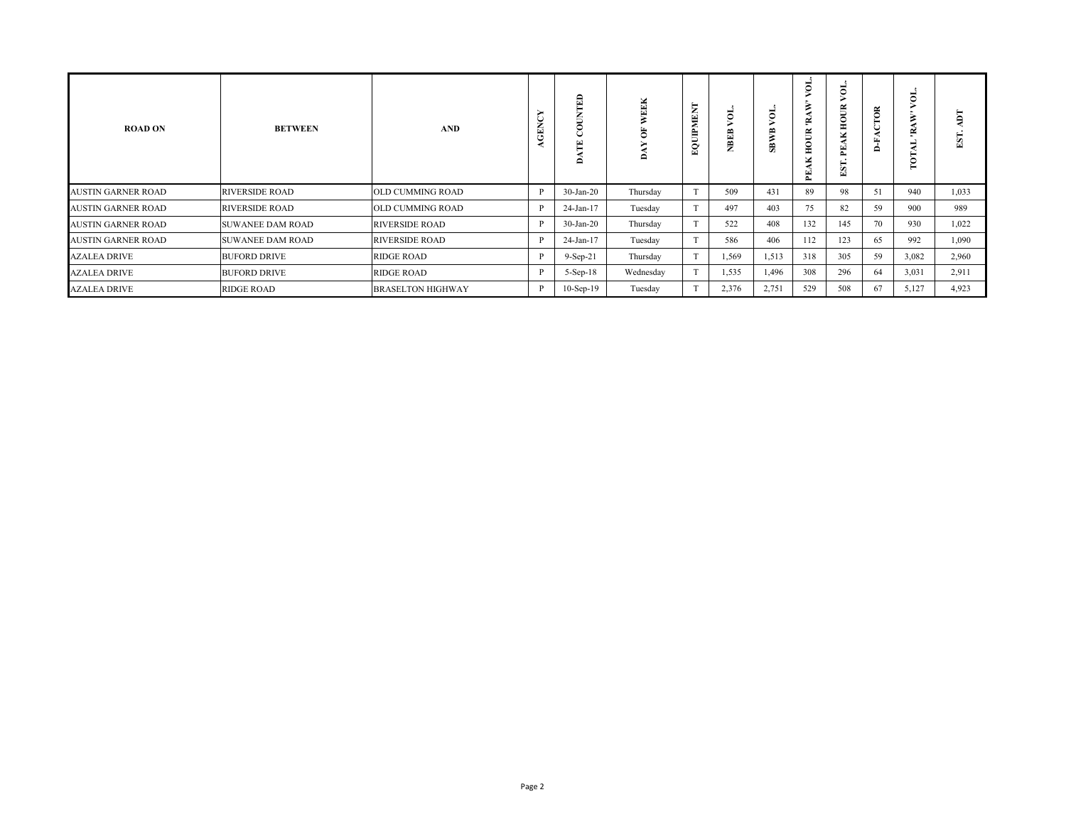| ROAD ON | BETWEEN | AND | AGENCY | DATE COUNTED | DAY OF WEEK | EQUIPMENT | NBEB VOL. | SBWB VOL. | PEAK HOUR 'RAW' VOL. | EST. PEAK HOUR VOL. | D-FACTOR | TOTAL 'RAW' VOL. | EST. ADT |
|---|---|---|---|---|---|---|---|---|---|---|---|---|---|
| AUSTIN GARNER ROAD | RIVERSIDE ROAD | OLD CUMMING ROAD | P | 30-Jan-20 | Thursday | T | 509 | 431 | 89 | 98 | 51 | 940 | 1,033 |
| AUSTIN GARNER ROAD | RIVERSIDE ROAD | OLD CUMMING ROAD | P | 24-Jan-17 | Tuesday | T | 497 | 403 | 75 | 82 | 59 | 900 | 989 |
| AUSTIN GARNER ROAD | SUWANEE DAM ROAD | RIVERSIDE ROAD | P | 30-Jan-20 | Thursday | T | 522 | 408 | 132 | 145 | 70 | 930 | 1,022 |
| AUSTIN GARNER ROAD | SUWANEE DAM ROAD | RIVERSIDE ROAD | P | 24-Jan-17 | Tuesday | T | 586 | 406 | 112 | 123 | 65 | 992 | 1,090 |
| AZALEA DRIVE | BUFORD DRIVE | RIDGE ROAD | P | 9-Sep-21 | Thursday | T | 1,569 | 1,513 | 318 | 305 | 59 | 3,082 | 2,960 |
| AZALEA DRIVE | BUFORD DRIVE | RIDGE ROAD | P | 5-Sep-18 | Wednesday | T | 1,535 | 1,496 | 308 | 296 | 64 | 3,031 | 2,911 |
| AZALEA DRIVE | RIDGE ROAD | BRASELTON HIGHWAY | P | 10-Sep-19 | Tuesday | T | 2,376 | 2,751 | 529 | 508 | 67 | 5,127 | 4,923 |